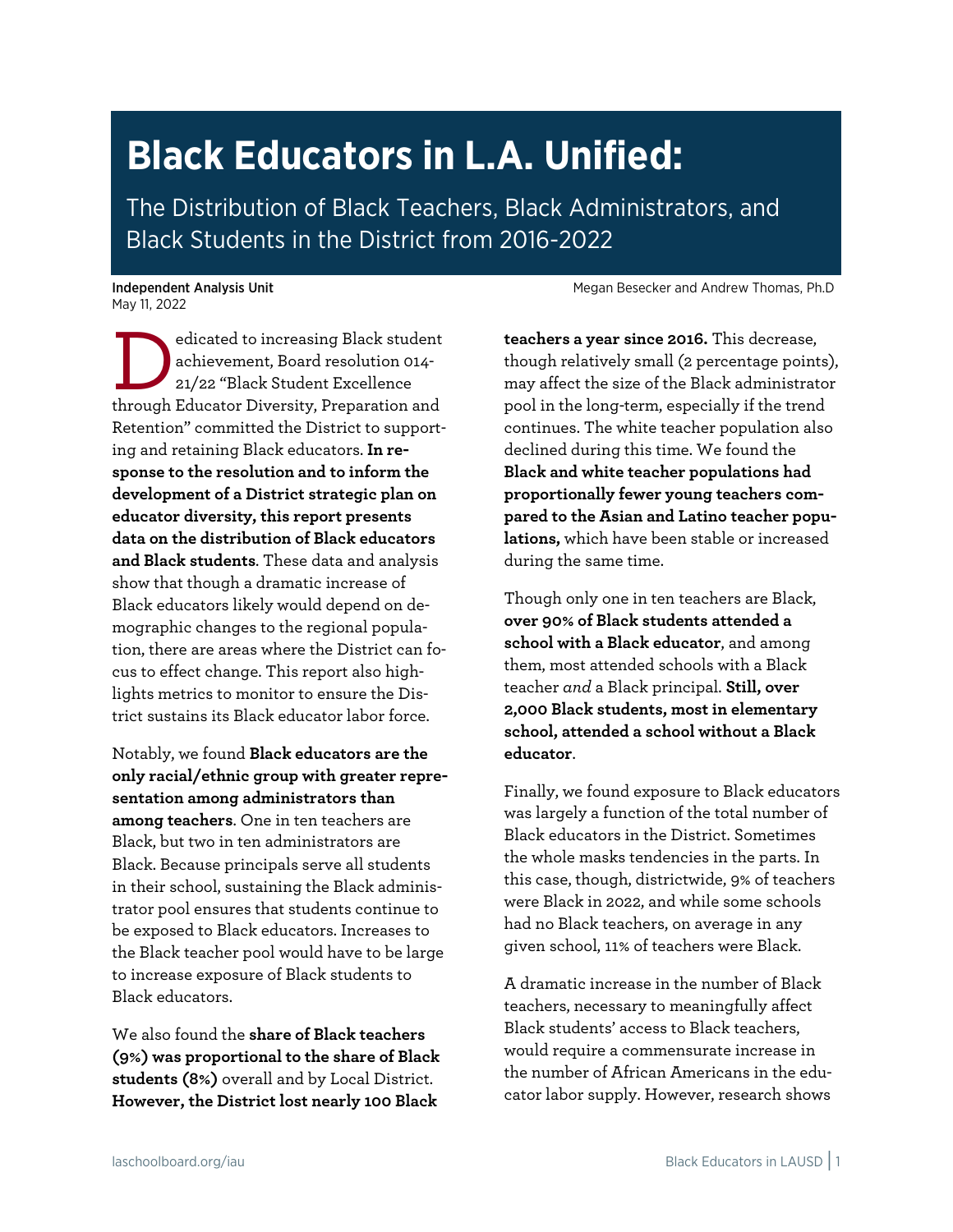# Black Educators in L.A. Unified:

The Distribution of Black Teachers, Black Administrators, and Black Students in the District from 2016-2022

**Independent Analysis Unit**
May 11, 2022

Megan Besecker and Andrew Thomas, Ph.D

Dedicated to increasing Black student achievement, Board resolution 014-21/22 "Black Student Excellence through Educator Diversity, Preparation and Retention" committed the District to supporting and retaining Black educators. **In response to the resolution and to inform the development of a District strategic plan on educator diversity, this report presents data on the distribution of Black educators and Black students**. These data and analysis show that though a dramatic increase of Black educators likely would depend on demographic changes to the regional population, there are areas where the District can focus to effect change. This report also highlights metrics to monitor to ensure the District sustains its Black educator labor force.

Notably, we found **Black educators are the only racial/ethnic group with greater representation among administrators than among teachers**. One in ten teachers are Black, but two in ten administrators are Black. Because principals serve all students in their school, sustaining the Black administrator pool ensures that students continue to be exposed to Black educators. Increases to the Black teacher pool would have to be large to increase exposure of Black students to Black educators.

We also found the **share of Black teachers (9%) was proportional to the share of Black students (8%)** overall and by Local District. **However, the District lost nearly 100 Black teachers a year since 2016.** This decrease, though relatively small (2 percentage points), may affect the size of the Black administrator pool in the long-term, especially if the trend continues. The white teacher population also declined during this time. We found the **Black and white teacher populations had proportionally fewer young teachers compared to the Asian and Latino teacher populations,** which have been stable or increased during the same time.

Though only one in ten teachers are Black, **over 90% of Black students attended a school with a Black educator**, and among them, most attended schools with a Black teacher *and* a Black principal. **Still, over 2,000 Black students, most in elementary school, attended a school without a Black educator**.

Finally, we found exposure to Black educators was largely a function of the total number of Black educators in the District. Sometimes the whole masks tendencies in the parts. In this case, though, districtwide, 9% of teachers were Black in 2022, and while some schools had no Black teachers, on average in any given school, 11% of teachers were Black.

A dramatic increase in the number of Black teachers, necessary to meaningfully affect Black students' access to Black teachers, would require a commensurate increase in the number of African Americans in the educator labor supply. However, research shows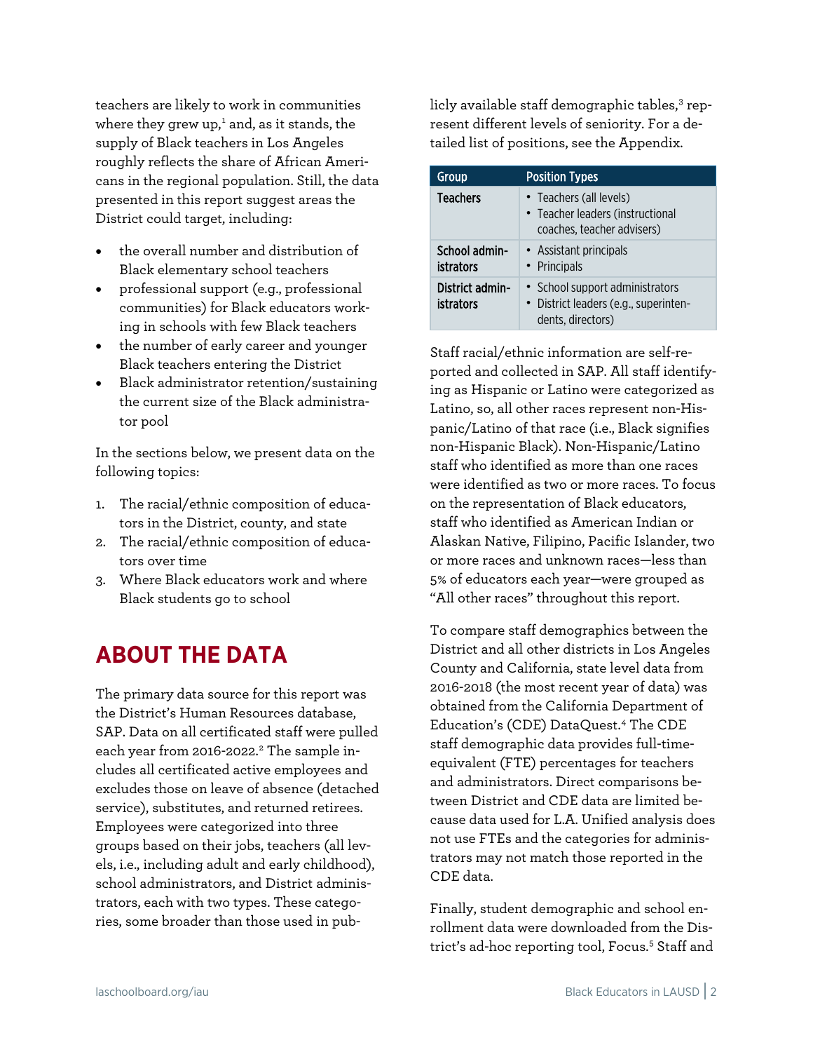teachers are likely to work in communities where they grew up,[1] and, as it stands, the supply of Black teachers in Los Angeles roughly reflects the share of African Americans in the regional population. Still, the data presented in this report suggest areas the District could target, including:

- the overall number and distribution of Black elementary school teachers
- professional support (e.g., professional communities) for Black educators working in schools with few Black teachers
- the number of early career and younger Black teachers entering the District
- Black administrator retention/sustaining the current size of the Black administrator pool

In the sections below, we present data on the following topics:

1. The racial/ethnic composition of educators in the District, county, and state
2. The racial/ethnic composition of educators over time
3. Where Black educators work and where Black students go to school

## ABOUT THE DATA

The primary data source for this report was the District's Human Resources database, SAP. Data on all certificated staff were pulled each year from 2016-2022.[2] The sample includes all certificated active employees and excludes those on leave of absence (detached service), substitutes, and returned retirees. Employees were categorized into three groups based on their jobs, teachers (all levels, i.e., including adult and early childhood), school administrators, and District administrators, each with two types. These categories, some broader than those used in publicly available staff demographic tables,[3] represent different levels of seniority. For a detailed list of positions, see the Appendix.

| Group | Position Types |
|---|---|
| **Teachers** | • Teachers (all levels)<br>• Teacher leaders (instructional coaches, teacher advisers) |
| **School administrators** | • Assistant principals<br>• Principals |
| **District administrators** | • School support administrators<br>• District leaders (e.g., superintendents, directors) |

Staff racial/ethnic information are self-reported and collected in SAP. All staff identifying as Hispanic or Latino were categorized as Latino, so, all other races represent non-Hispanic/Latino of that race (i.e., Black signifies non-Hispanic Black). Non-Hispanic/Latino staff who identified as more than one races were identified as two or more races. To focus on the representation of Black educators, staff who identified as American Indian or Alaskan Native, Filipino, Pacific Islander, two or more races and unknown races—less than 5% of educators each year—were grouped as "All other races" throughout this report.

To compare staff demographics between the District and all other districts in Los Angeles County and California, state level data from 2016-2018 (the most recent year of data) was obtained from the California Department of Education's (CDE) DataQuest.[4] The CDE staff demographic data provides full-time-equivalent (FTE) percentages for teachers and administrators. Direct comparisons between District and CDE data are limited because data used for L.A. Unified analysis does not use FTEs and the categories for administrators may not match those reported in the CDE data.

Finally, student demographic and school enrollment data were downloaded from the District's ad-hoc reporting tool, Focus.[5] Staff and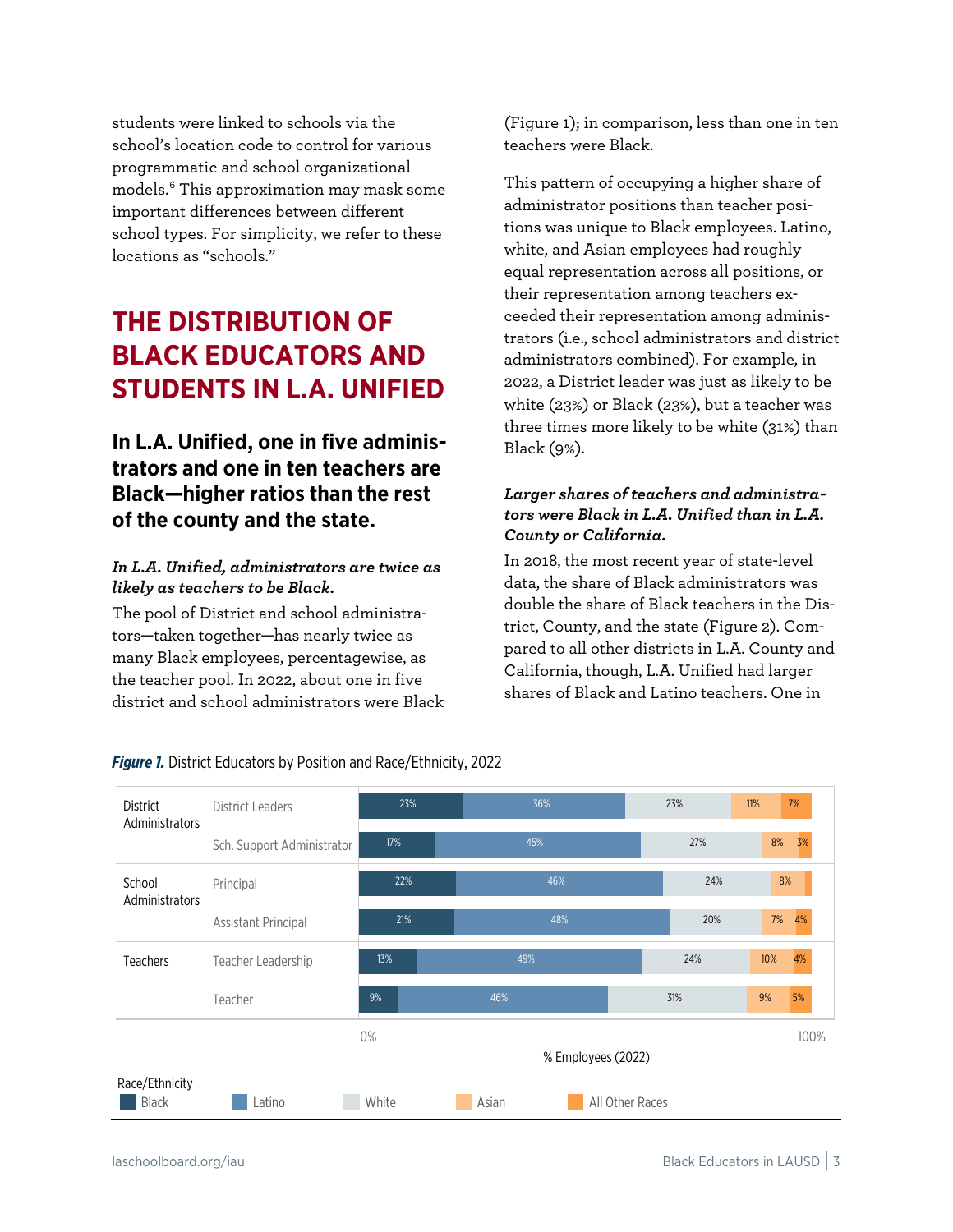students were linked to schools via the school's location code to control for various programmatic and school organizational models.[6] This approximation may mask some important differences between different school types. For simplicity, we refer to these locations as "schools."

## THE DISTRIBUTION OF BLACK EDUCATORS AND STUDENTS IN L.A. UNIFIED

### In L.A. Unified, one in five administrators and one in ten teachers are Black—higher ratios than the rest of the county and the state.

***In L.A. Unified, administrators are twice as likely as teachers to be Black.***

The pool of District and school administrators—taken together—has nearly twice as many Black employees, percentagewise, as the teacher pool. In 2022, about one in five district and school administrators were Black (Figure 1); in comparison, less than one in ten teachers were Black.

This pattern of occupying a higher share of administrator positions than teacher positions was unique to Black employees. Latino, white, and Asian employees had roughly equal representation across all positions, or their representation among teachers exceeded their representation among administrators (i.e., school administrators and district administrators combined). For example, in 2022, a District leader was just as likely to be white (23%) or Black (23%), but a teacher was three times more likely to be white (31%) than Black (9%).

***Larger shares of teachers and administrators were Black in L.A. Unified than in L.A. County or California.***

In 2018, the most recent year of state-level data, the share of Black administrators was double the share of Black teachers in the District, County, and the state (Figure 2). Compared to all other districts in L.A. County and California, though, L.A. Unified had larger shares of Black and Latino teachers. One in

***Figure 1.*** District Educators by Position and Race/Ethnicity, 2022

| Group | Position | Black | Latino | White | Asian | All Other Races |
|---|---|---|---|---|---|---|
| District Administrators | District Leaders | 23% | 36% | 23% | 11% | 7% |
| | Sch. Support Administrator | 17% | 45% | 27% | 8% | 3% |
| School Administrators | Principal | 22% | 46% | 24% | 8% | |
| | Assistant Principal | 21% | 48% | 20% | 7% | 4% |
| Teachers | Teacher Leadership | 13% | 49% | 24% | 10% | 4% |
| | Teacher | 9% | 46% | 31% | 9% | 5% |

% Employees (2022)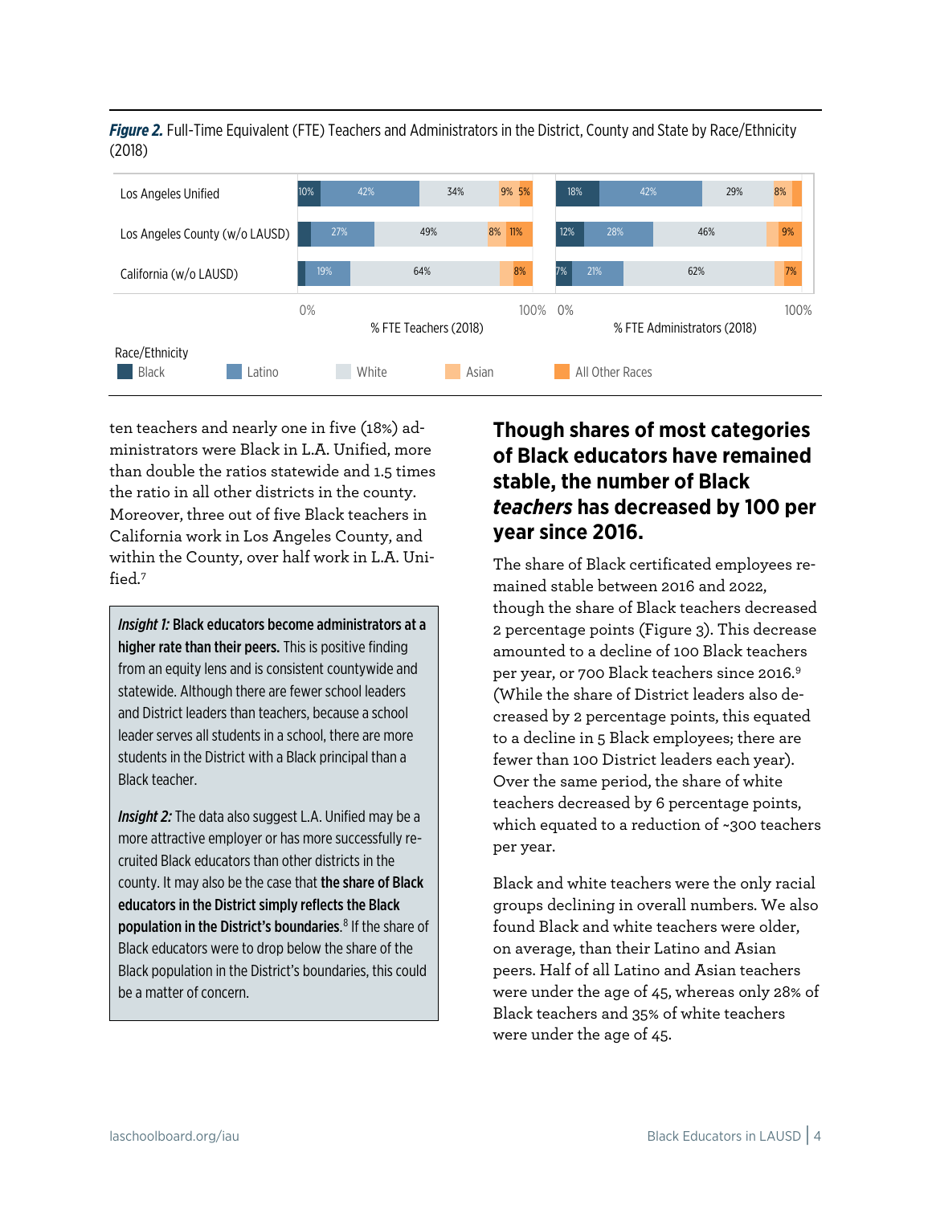***Figure 2.*** Full-Time Equivalent (FTE) Teachers and Administrators in the District, County and State by Race/Ethnicity (2018)

| | % FTE Teachers (2018): Black | Latino | White | Asian | All Other Races | % FTE Administrators (2018): Black | Latino | White | Asian | All Other Races |
|---|---|---|---|---|---|---|---|---|---|---|
| Los Angeles Unified | 10% | 42% | 34% | 9% | 5% | 18% | 42% | 29% | 8% | |
| Los Angeles County (w/o LAUSD) | | 27% | 49% | 8% | 11% | 12% | 28% | 46% | 9% | |
| California (w/o LAUSD) | | 19% | 64% | 8% | | 7% | 21% | 62% | 7% | |

ten teachers and nearly one in five (18%) administrators were Black in L.A. Unified, more than double the ratios statewide and 1.5 times the ratio in all other districts in the county. Moreover, three out of five Black teachers in California work in Los Angeles County, and within the County, over half work in L.A. Unified.[7]

> ***Insight 1:* Black educators become administrators at a higher rate than their peers.** This is positive finding from an equity lens and is consistent countywide and statewide. Although there are fewer school leaders and District leaders than teachers, because a school leader serves all students in a school, there are more students in the District with a Black principal than a Black teacher.
>
> ***Insight 2:*** The data also suggest L.A. Unified may be a more attractive employer or has more successfully recruited Black educators than other districts in the county. It may also be the case that **the share of Black educators in the District simply reflects the Black population in the District's boundaries.**[8] If the share of Black educators were to drop below the share of the Black population in the District's boundaries, this could be a matter of concern.

## Though shares of most categories of Black educators have remained stable, the number of Black *teachers* has decreased by 100 per year since 2016.

The share of Black certificated employees remained stable between 2016 and 2022, though the share of Black teachers decreased 2 percentage points (Figure 3). This decrease amounted to a decline of 100 Black teachers per year, or 700 Black teachers since 2016.[9] (While the share of District leaders also decreased by 2 percentage points, this equated to a decline in 5 Black employees; there are fewer than 100 District leaders each year). Over the same period, the share of white teachers decreased by 6 percentage points, which equated to a reduction of ~300 teachers per year.

Black and white teachers were the only racial groups declining in overall numbers. We also found Black and white teachers were older, on average, than their Latino and Asian peers. Half of all Latino and Asian teachers were under the age of 45, whereas only 28% of Black teachers and 35% of white teachers were under the age of 45.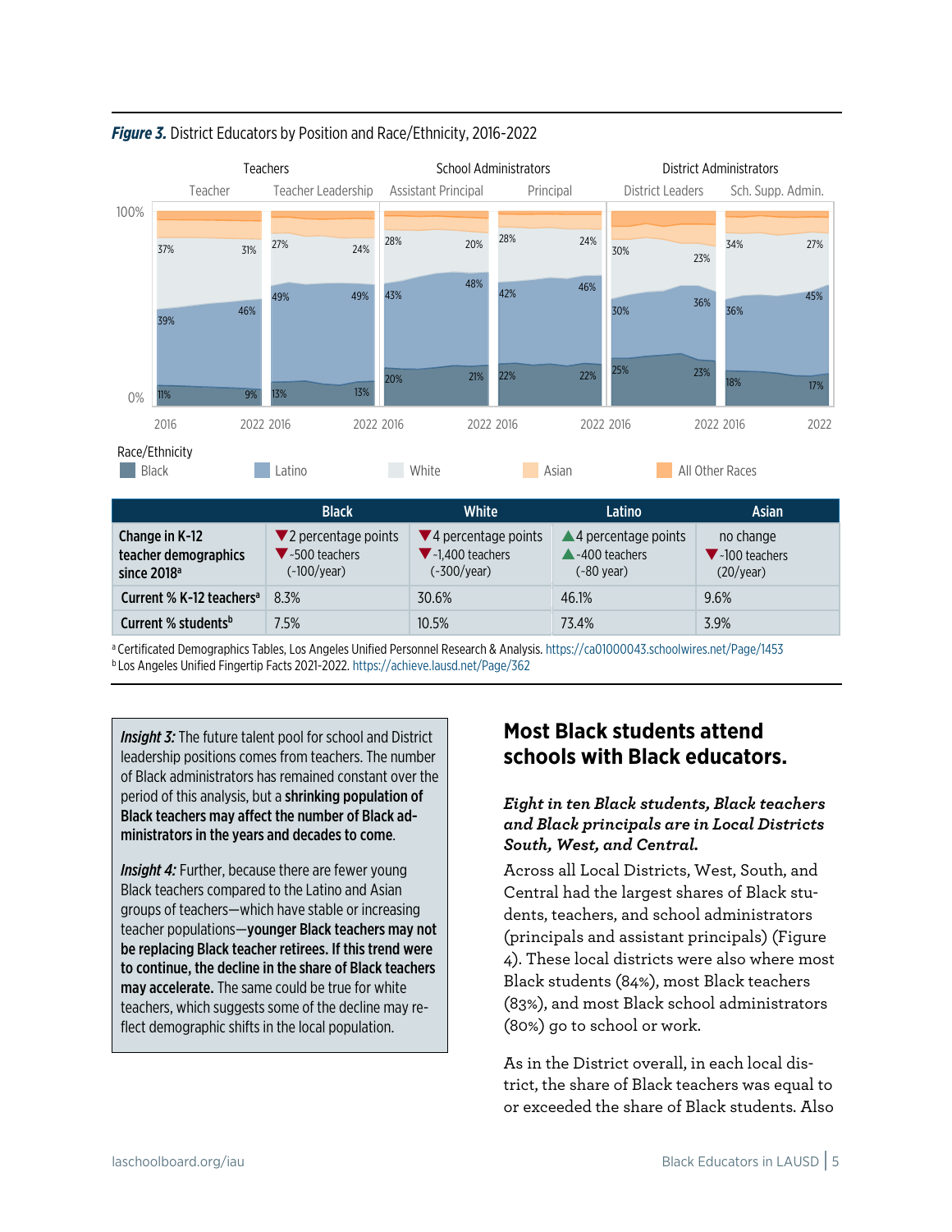***Figure 3.*** District Educators by Position and Race/Ethnicity, 2016-2022

| Group | Position | Year | Black | Latino | White |
|---|---|---|---|---|---|
| Teachers | Teacher | 2016 | 11% | 39% | 37% |
| | | 2022 | 9% | 46% | 31% |
| | Teacher Leadership | 2016 | 13% | 49% | 27% |
| | | 2022 | 13% | 49% | 24% |
| School Administrators | Assistant Principal | 2016 | 20% | 43% | 28% |
| | | 2022 | 21% | 48% | 20% |
| | Principal | 2016 | 22% | 42% | 28% |
| | | 2022 | 22% | 46% | 24% |
| District Administrators | District Leaders | 2016 | 25% | 30% | 30% |
| | | 2022 | 23% | 36% | 23% |
| | Sch. Supp. Admin. | 2016 | 18% | 36% | 34% |
| | | 2022 | 17% | 45% | 27% |

Race/Ethnicity: Black, Latino, White, Asian, All Other Races

| | Black | White | Latino | Asian |
|---|---|---|---|---|
| Change in K-12 teacher demographics since 2018[a] | ▼2 percentage points ▼-500 teachers (-100/year) | ▼4 percentage points ▼-1,400 teachers (-300/year) | ▲4 percentage points ▲-400 teachers (-80 year) | no change ▼-100 teachers (20/year) |
| Current % K-12 teachers[a] | 8.3% | 30.6% | 46.1% | 9.6% |
| Current % students[b] | 7.5% | 10.5% | 73.4% | 3.9% |

[a] Certificated Demographics Tables, Los Angeles Unified Personnel Research & Analysis. https://ca01000043.schoolwires.net/Page/1453
[b] Los Angeles Unified Fingertip Facts 2021-2022. https://achieve.lausd.net/Page/362

> *Insight 3:* The future talent pool for school and District leadership positions comes from teachers. The number of Black administrators has remained constant over the period of this analysis, but a **shrinking population of Black teachers may affect the number of Black administrators in the years and decades to come**.
>
> *Insight 4:* Further, because there are fewer young Black teachers compared to the Latino and Asian groups of teachers—which have stable or increasing teacher populations—**younger Black teachers may not be replacing Black teacher retirees. If this trend were to continue, the decline in the share of Black teachers may accelerate.** The same could be true for white teachers, which suggests some of the decline may reflect demographic shifts in the local population.

## Most Black students attend schools with Black educators.

***Eight in ten Black students, Black teachers and Black principals are in Local Districts South, West, and Central.***

Across all Local Districts, West, South, and Central had the largest shares of Black students, teachers, and school administrators (principals and assistant principals) (Figure 4). These local districts were also where most Black students (84%), most Black teachers (83%), and most Black school administrators (80%) go to school or work.

As in the District overall, in each local district, the share of Black teachers was equal to or exceeded the share of Black students. Also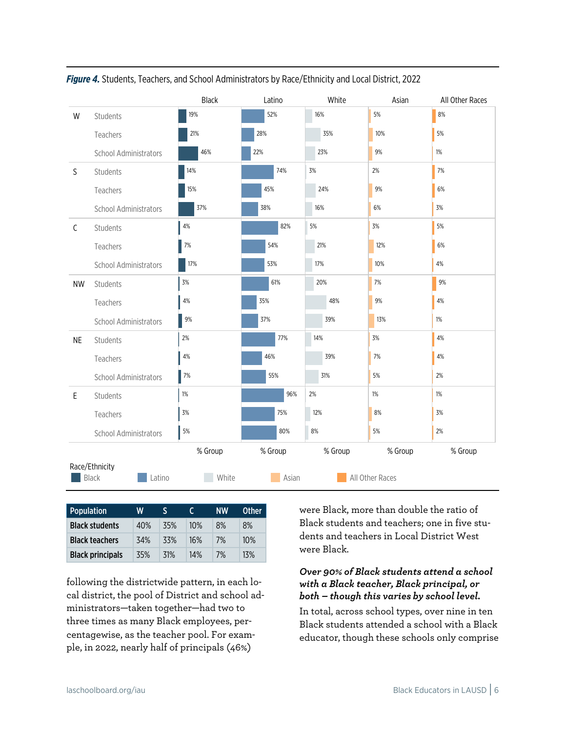***Figure 4.*** Students, Teachers, and School Administrators by Race/Ethnicity and Local District, 2022

| Local District | Group | Black | Latino | White | Asian | All Other Races |
|---|---|---|---|---|---|---|
| W | Students | 19% | 52% | 16% | 5% | 8% |
| | Teachers | 21% | 28% | 35% | 10% | 5% |
| | School Administrators | 46% | 22% | 23% | 9% | 1% |
| S | Students | 14% | 74% | 3% | 2% | 7% |
| | Teachers | 15% | 45% | 24% | 9% | 6% |
| | School Administrators | 37% | 38% | 16% | 6% | 3% |
| C | Students | 4% | 82% | 5% | 3% | 5% |
| | Teachers | 7% | 54% | 21% | 12% | 6% |
| | School Administrators | 17% | 53% | 17% | 10% | 4% |
| NW | Students | 3% | 61% | 20% | 7% | 9% |
| | Teachers | 4% | 35% | 48% | 9% | 4% |
| | School Administrators | 9% | 37% | 39% | 13% | 1% |
| NE | Students | 2% | 77% | 14% | 3% | 4% |
| | Teachers | 4% | 46% | 39% | 7% | 4% |
| | School Administrators | 7% | 55% | 31% | 5% | 2% |
| E | Students | 1% | 96% | 2% | 1% | 1% |
| | Teachers | 3% | 75% | 12% | 8% | 3% |
| | School Administrators | 5% | 80% | 8% | 5% | 2% |

| Population | W | S | C | NW | Other |
|---|---|---|---|---|---|
| Black students | 40% | 35% | 10% | 8% | 8% |
| Black teachers | 34% | 33% | 16% | 7% | 10% |
| Black principals | 35% | 31% | 14% | 7% | 13% |

following the districtwide pattern, in each local district, the pool of District and school administrators—taken together—had two to three times as many Black employees, percentagewise, as the teacher pool. For example, in 2022, nearly half of principals (46%) were Black, more than double the ratio of Black students and teachers; one in five students and teachers in Local District West were Black.

***Over 90% of Black students attend a school with a Black teacher, Black principal, or both – though this varies by school level.***

In total, across school types, over nine in ten Black students attended a school with a Black educator, though these schools only comprise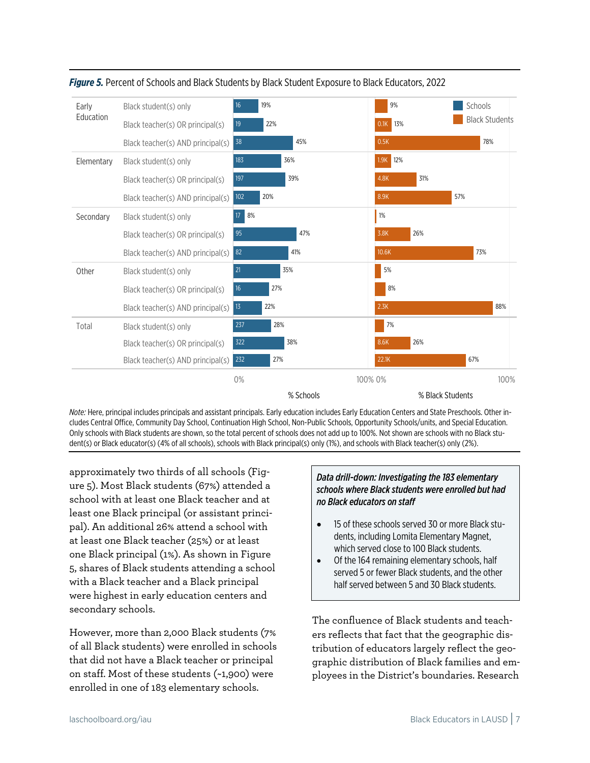***Figure 5.*** Percent of Schools and Black Students by Black Student Exposure to Black Educators, 2022

| Level | Category | Schools (n) | % Schools | Black Students (n) | % Black Students |
|---|---|---|---|---|---|
| Early Education | Black student(s) only | 16 | 19% | | 9% |
| | Black teacher(s) OR principal(s) | 19 | 22% | 0.1K | 13% |
| | Black teacher(s) AND principal(s) | 38 | 45% | 0.5K | 78% |
| Elementary | Black student(s) only | 183 | 36% | 1.9K | 12% |
| | Black teacher(s) OR principal(s) | 197 | 39% | 4.8K | 31% |
| | Black teacher(s) AND principal(s) | 102 | 20% | 8.9K | 57% |
| Secondary | Black student(s) only | 17 | 8% | | 1% |
| | Black teacher(s) OR principal(s) | 95 | 47% | 3.8K | 26% |
| | Black teacher(s) AND principal(s) | 82 | 41% | 10.6K | 73% |
| Other | Black student(s) only | 21 | 35% | | 5% |
| | Black teacher(s) OR principal(s) | 16 | 27% | | 8% |
| | Black teacher(s) AND principal(s) | 13 | 22% | 2.3K | 88% |
| Total | Black student(s) only | 237 | 28% | | 7% |
| | Black teacher(s) OR principal(s) | 322 | 38% | 8.6K | 26% |
| | Black teacher(s) AND principal(s) | 232 | 27% | 22.1K | 67% |

*Note:* Here, principal includes principals and assistant principals. Early education includes Early Education Centers and State Preschools. Other includes Central Office, Community Day School, Continuation High School, Non-Public Schools, Opportunity Schools/units, and Special Education. Only schools with Black students are shown, so the total percent of schools does not add up to 100%. Not shown are schools with no Black student(s) or Black educator(s) (4% of all schools), schools with Black principal(s) only (1%), and schools with Black teacher(s) only (2%).

approximately two thirds of all schools (Figure 5). Most Black students (67%) attended a school with at least one Black teacher and at least one Black principal (or assistant principal). An additional 26% attend a school with at least one Black teacher (25%) or at least one Black principal (1%). As shown in Figure 5, shares of Black students attending a school with a Black teacher and a Black principal were highest in early education centers and secondary schools.

However, more than 2,000 Black students (7% of all Black students) were enrolled in schools that did not have a Black teacher or principal on staff. Most of these students (~1,900) were enrolled in one of 183 elementary schools.

> ***Data drill-down: Investigating the 183 elementary schools where Black students were enrolled but had no Black educators on staff***
>
> - 15 of these schools served 30 or more Black students, including Lomita Elementary Magnet, which served close to 100 Black students.
> - Of the 164 remaining elementary schools, half served 5 or fewer Black students, and the other half served between 5 and 30 Black students.

The confluence of Black students and teachers reflects that fact that the geographic distribution of educators largely reflect the geographic distribution of Black families and employees in the District's boundaries. Research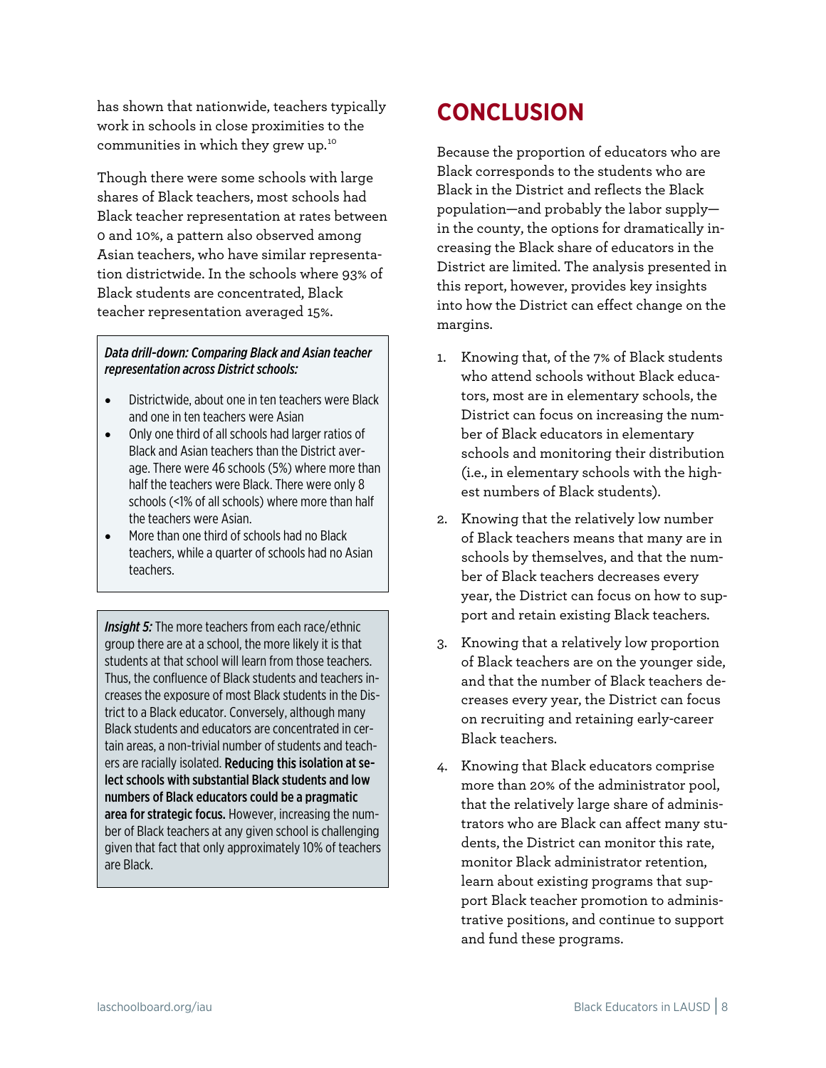has shown that nationwide, teachers typically work in schools in close proximities to the communities in which they grew up.[10]

Though there were some schools with large shares of Black teachers, most schools had Black teacher representation at rates between 0 and 10%, a pattern also observed among Asian teachers, who have similar representation districtwide. In the schools where 93% of Black students are concentrated, Black teacher representation averaged 15%.

> ***Data drill-down: Comparing Black and Asian teacher representation across District schools:***
>
> - Districtwide, about one in ten teachers were Black and one in ten teachers were Asian
> - Only one third of all schools had larger ratios of Black and Asian teachers than the District average. There were 46 schools (5%) where more than half the teachers were Black. There were only 8 schools (<1% of all schools) where more than half the teachers were Asian.
> - More than one third of schools had no Black teachers, while a quarter of schools had no Asian teachers.

> ***Insight 5:*** The more teachers from each race/ethnic group there are at a school, the more likely it is that students at that school will learn from those teachers. Thus, the confluence of Black students and teachers increases the exposure of most Black students in the District to a Black educator. Conversely, although many Black students and educators are concentrated in certain areas, a non-trivial number of students and teachers are racially isolated. **Reducing this isolation at select schools with substantial Black students and low numbers of Black educators could be a pragmatic area for strategic focus.** However, increasing the number of Black teachers at any given school is challenging given that fact that only approximately 10% of teachers are Black.

## CONCLUSION

Because the proportion of educators who are Black corresponds to the students who are Black in the District and reflects the Black population—and probably the labor supply—in the county, the options for dramatically increasing the Black share of educators in the District are limited. The analysis presented in this report, however, provides key insights into how the District can effect change on the margins.

1. Knowing that, of the 7% of Black students who attend schools without Black educators, most are in elementary schools, the District can focus on increasing the number of Black educators in elementary schools and monitoring their distribution (i.e., in elementary schools with the highest numbers of Black students).
2. Knowing that the relatively low number of Black teachers means that many are in schools by themselves, and that the number of Black teachers decreases every year, the District can focus on how to support and retain existing Black teachers.
3. Knowing that a relatively low proportion of Black teachers are on the younger side, and that the number of Black teachers decreases every year, the District can focus on recruiting and retaining early-career Black teachers.
4. Knowing that Black educators comprise more than 20% of the administrator pool, that the relatively large share of administrators who are Black can affect many students, the District can monitor this rate, monitor Black administrator retention, learn about existing programs that support Black teacher promotion to administrative positions, and continue to support and fund these programs.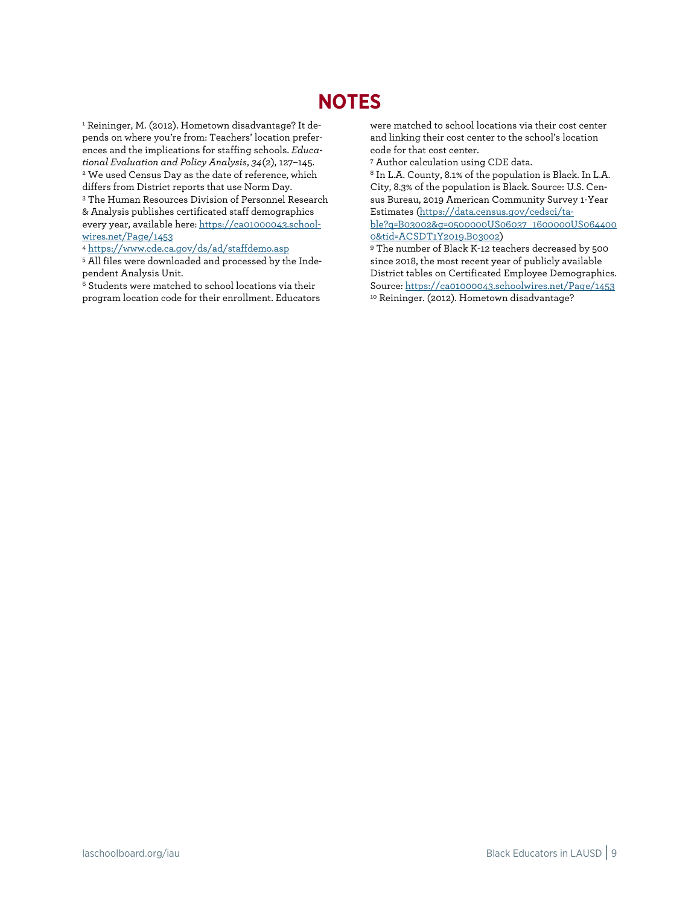# NOTES

[1] Reininger, M. (2012). Hometown disadvantage? It depends on where you're from: Teachers' location preferences and the implications for staffing schools. *Educational Evaluation and Policy Analysis*, *34*(2), 127–145.

[2] We used Census Day as the date of reference, which differs from District reports that use Norm Day.

[3] The Human Resources Division of Personnel Research & Analysis publishes certificated staff demographics every year, available here: https://ca01000043.schoolwires.net/Page/1453

[4] https://www.cde.ca.gov/ds/ad/staffdemo.asp

[5] All files were downloaded and processed by the Independent Analysis Unit.

[6] Students were matched to school locations via their program location code for their enrollment. Educators were matched to school locations via their cost center and linking their cost center to the school's location code for that cost center.

[7] Author calculation using CDE data.

[8] In L.A. County, 8.1% of the population is Black. In L.A. City, 8.3% of the population is Black. Source: U.S. Census Bureau, 2019 American Community Survey 1-Year Estimates (https://data.census.gov/cedsci/table?q=B03002&g=0500000US06037_1600000US0644000&tid=ACSDT1Y2019.B03002)

[9] The number of Black K-12 teachers decreased by 500 since 2018, the most recent year of publicly available District tables on Certificated Employee Demographics. Source: https://ca01000043.schoolwires.net/Page/1453

[10] Reininger. (2012). Hometown disadvantage?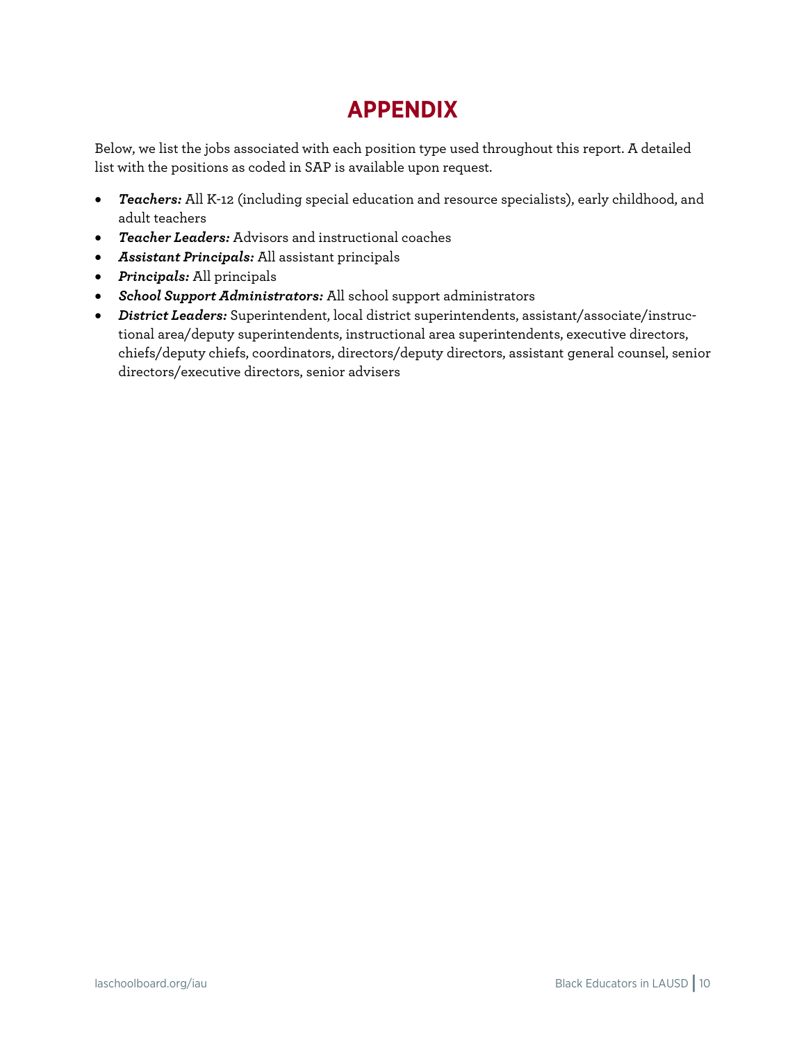# APPENDIX

Below, we list the jobs associated with each position type used throughout this report. A detailed list with the positions as coded in SAP is available upon request.

- ***Teachers:*** All K-12 (including special education and resource specialists), early childhood, and adult teachers
- ***Teacher Leaders:*** Advisors and instructional coaches
- ***Assistant Principals:*** All assistant principals
- ***Principals:*** All principals
- ***School Support Administrators:*** All school support administrators
- ***District Leaders:*** Superintendent, local district superintendents, assistant/associate/instructional area/deputy superintendents, instructional area superintendents, executive directors, chiefs/deputy chiefs, coordinators, directors/deputy directors, assistant general counsel, senior directors/executive directors, senior advisers